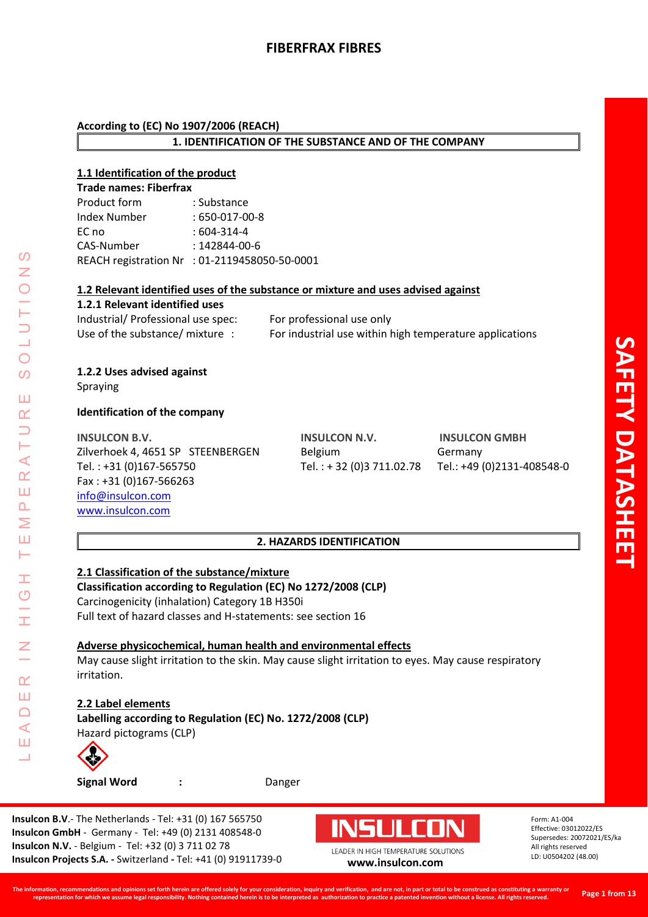# FIBERFRAX FIBRES

**According to (EC) No 1907/2006 (REACH)**

## 1. IDENTIFICATION OF THE SUBSTANCE AND OF THE COMPANY

### 1.1 Identification of the product

**Trade names: Fiberfrax**

| | |
|---|---|
| Product form | : Substance |
| Index Number | : 650-017-00-8 |
| EC no | : 604-314-4 |
| CAS-Number | : 142844-00-6 |
| REACH registration Nr | : 01-2119458050-50-0001 |

### 1.2 Relevant identified uses of the substance or mixture and uses advised against

**1.2.1 Relevant identified uses**

| | |
|---|---|
| Industrial/ Professional use spec: | For professional use only |
| Use of the substance/ mixture : | For industrial use within high temperature applications |

**1.2.2 Uses advised against**

Spraying

**Identification of the company**

**INSULCON B.V.**
Zilverhoek 4, 4651 SP STEENBERGEN
Tel. : +31 (0)167-565750
Fax : +31 (0)167-566263
info@insulcon.com
www.insulcon.com

**INSULCON N.V.**
Belgium
Tel. : + 32 (0)3 711.02.78

**INSULCON GMBH**
Germany
Tel.: +49 (0)2131-408548-0

## 2. HAZARDS IDENTIFICATION

### 2.1 Classification of the substance/mixture

**Classification according to Regulation (EC) No 1272/2008 (CLP)**

Carcinogenicity (inhalation) Category 1B H350i

Full text of hazard classes and H-statements: see section 16

### Adverse physicochemical, human health and environmental effects

May cause slight irritation to the skin. May cause slight irritation to eyes. May cause respiratory irritation.

### 2.2 Label elements

**Labelling according to Regulation (EC) No. 1272/2008 (CLP)**

Hazard pictograms (CLP)

**Signal Word** : Danger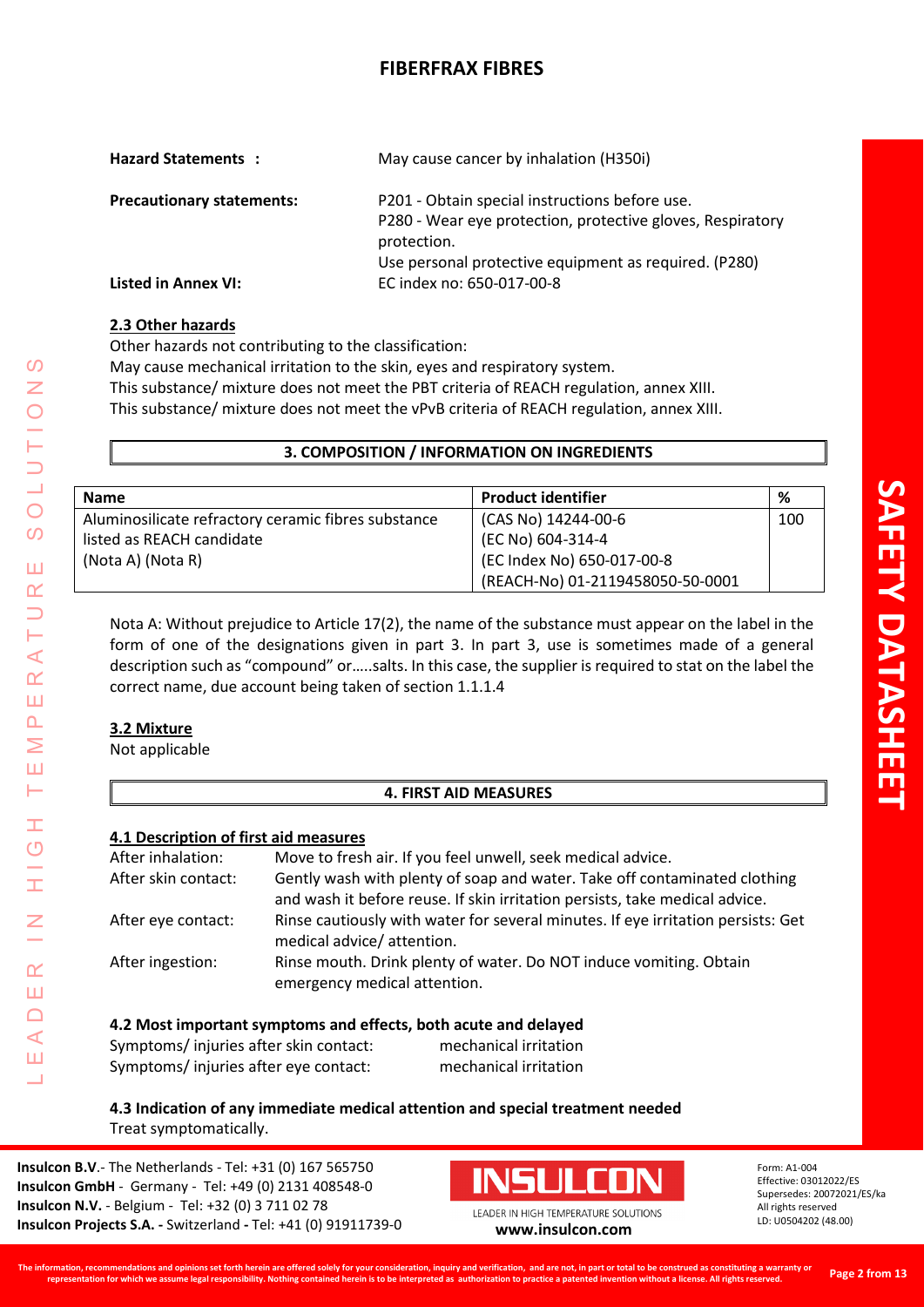**Hazard Statements :** May cause cancer by inhalation (H350i)

**Precautionary statements:** P201 - Obtain special instructions before use.
P280 - Wear eye protection, protective gloves, Respiratory protection.
Use personal protective equipment as required. (P280)

**Listed in Annex VI:** EC index no: 650-017-00-8

**2.3 Other hazards**

Other hazards not contributing to the classification:
May cause mechanical irritation to the skin, eyes and respiratory system.
This substance/ mixture does not meet the PBT criteria of REACH regulation, annex XIII.
This substance/ mixture does not meet the vPvB criteria of REACH regulation, annex XIII.

## 3. COMPOSITION / INFORMATION ON INGREDIENTS

| Name | Product identifier | % |
|---|---|---|
| Aluminosilicate refractory ceramic fibres substance listed as REACH candidate (Nota A) (Nota R) | (CAS No) 14244-00-6<br>(EC No) 604-314-4<br>(EC Index No) 650-017-00-8<br>(REACH-No) 01-2119458050-50-0001 | 100 |

Nota A: Without prejudice to Article 17(2), the name of the substance must appear on the label in the form of one of the designations given in part 3. In part 3, use is sometimes made of a general description such as "compound" or…..salts. In this case, the supplier is required to stat on the label the correct name, due account being taken of section 1.1.1.4

**3.2 Mixture**

Not applicable

## 4. FIRST AID MEASURES

**4.1 Description of first aid measures**

After inhalation: Move to fresh air. If you feel unwell, seek medical advice.

After skin contact: Gently wash with plenty of soap and water. Take off contaminated clothing and wash it before reuse. If skin irritation persists, take medical advice.

After eye contact: Rinse cautiously with water for several minutes. If eye irritation persists: Get medical advice/ attention.

After ingestion: Rinse mouth. Drink plenty of water. Do NOT induce vomiting. Obtain emergency medical attention.

**4.2 Most important symptoms and effects, both acute and delayed**

Symptoms/ injuries after skin contact: mechanical irritation
Symptoms/ injuries after eye contact: mechanical irritation

**4.3 Indication of any immediate medical attention and special treatment needed**

Treat symptomatically.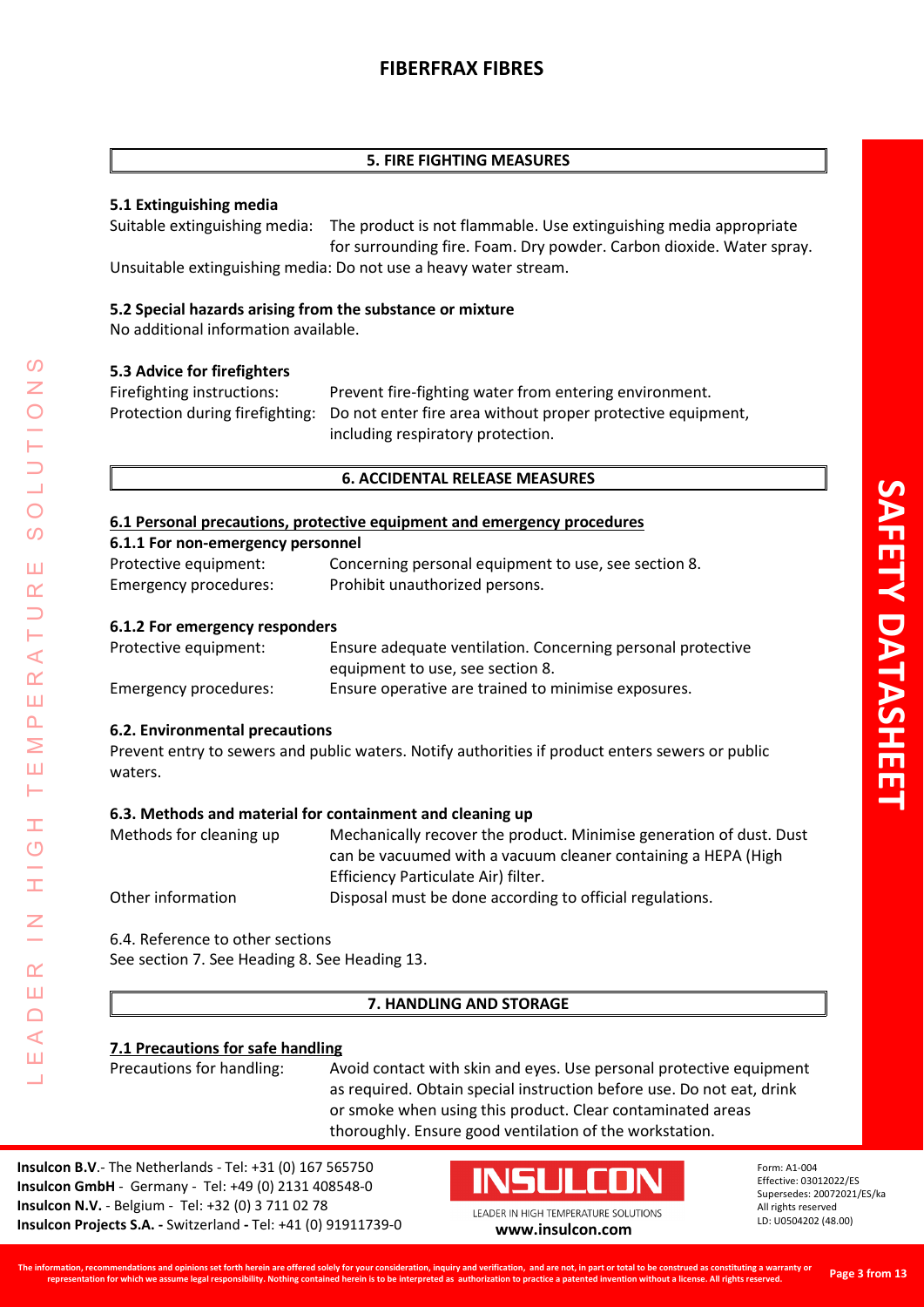## 5. FIRE FIGHTING MEASURES

### 5.1 Extinguishing media

Suitable extinguishing media: The product is not flammable. Use extinguishing media appropriate for surrounding fire. Foam. Dry powder. Carbon dioxide. Water spray.

Unsuitable extinguishing media: Do not use a heavy water stream.

### 5.2 Special hazards arising from the substance or mixture

No additional information available.

### 5.3 Advice for firefighters

Firefighting instructions: Prevent fire-fighting water from entering environment.

Protection during firefighting: Do not enter fire area without proper protective equipment, including respiratory protection.

## 6. ACCIDENTAL RELEASE MEASURES

### 6.1 Personal precautions, protective equipment and emergency procedures

#### 6.1.1 For non-emergency personnel

Protective equipment: Concerning personal equipment to use, see section 8.

Emergency procedures: Prohibit unauthorized persons.

#### 6.1.2 For emergency responders

Protective equipment: Ensure adequate ventilation. Concerning personal protective equipment to use, see section 8.

Emergency procedures: Ensure operative are trained to minimise exposures.

### 6.2. Environmental precautions

Prevent entry to sewers and public waters. Notify authorities if product enters sewers or public waters.

### 6.3. Methods and material for containment and cleaning up

Methods for cleaning up: Mechanically recover the product. Minimise generation of dust. Dust can be vacuumed with a vacuum cleaner containing a HEPA (High Efficiency Particulate Air) filter.

Other information: Disposal must be done according to official regulations.

6.4. Reference to other sections

See section 7. See Heading 8. See Heading 13.

## 7. HANDLING AND STORAGE

### 7.1 Precautions for safe handling

Precautions for handling: Avoid contact with skin and eyes. Use personal protective equipment as required. Obtain special instruction before use. Do not eat, drink or smoke when using this product. Clear contaminated areas thoroughly. Ensure good ventilation of the workstation.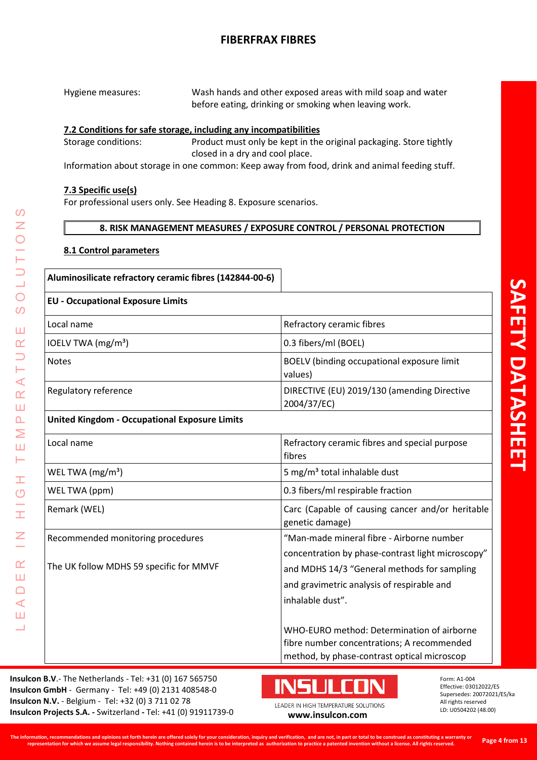Hygiene measures: Wash hands and other exposed areas with mild soap and water before eating, drinking or smoking when leaving work.

**7.2 Conditions for safe storage, including any incompatibilities**

Storage conditions: Product must only be kept in the original packaging. Store tightly closed in a dry and cool place.

Information about storage in one common: Keep away from food, drink and animal feeding stuff.

**7.3 Specific use(s)**

For professional users only. See Heading 8. Exposure scenarios.

## 8. RISK MANAGEMENT MEASURES / EXPOSURE CONTROL / PERSONAL PROTECTION

**8.1 Control parameters**

| Aluminosilicate refractory ceramic fibres (142844-00-6) | |
|---|---|
| **EU - Occupational Exposure Limits** | |
| Local name | Refractory ceramic fibres |
| IOELV TWA (mg/m³) | 0.3 fibers/ml (BOEL) |
| Notes | BOELV (binding occupational exposure limit values) |
| Regulatory reference | DIRECTIVE (EU) 2019/130 (amending Directive 2004/37/EC) |
| **United Kingdom - Occupational Exposure Limits** | |
| Local name | Refractory ceramic fibres and special purpose fibres |
| WEL TWA (mg/m³) | 5 mg/m³ total inhalable dust |
| WEL TWA (ppm) | 0.3 fibers/ml respirable fraction |
| Remark (WEL) | Carc (Capable of causing cancer and/or heritable genetic damage) |
| Recommended monitoring procedures<br><br>The UK follow MDHS 59 specific for MMVF | "Man-made mineral fibre - Airborne number concentration by phase-contrast light microscopy" and MDHS 14/3 "General methods for sampling and gravimetric analysis of respirable and inhalable dust".<br><br>WHO-EURO method: Determination of airborne fibre number concentrations; A recommended method, by phase-contrast optical microscop |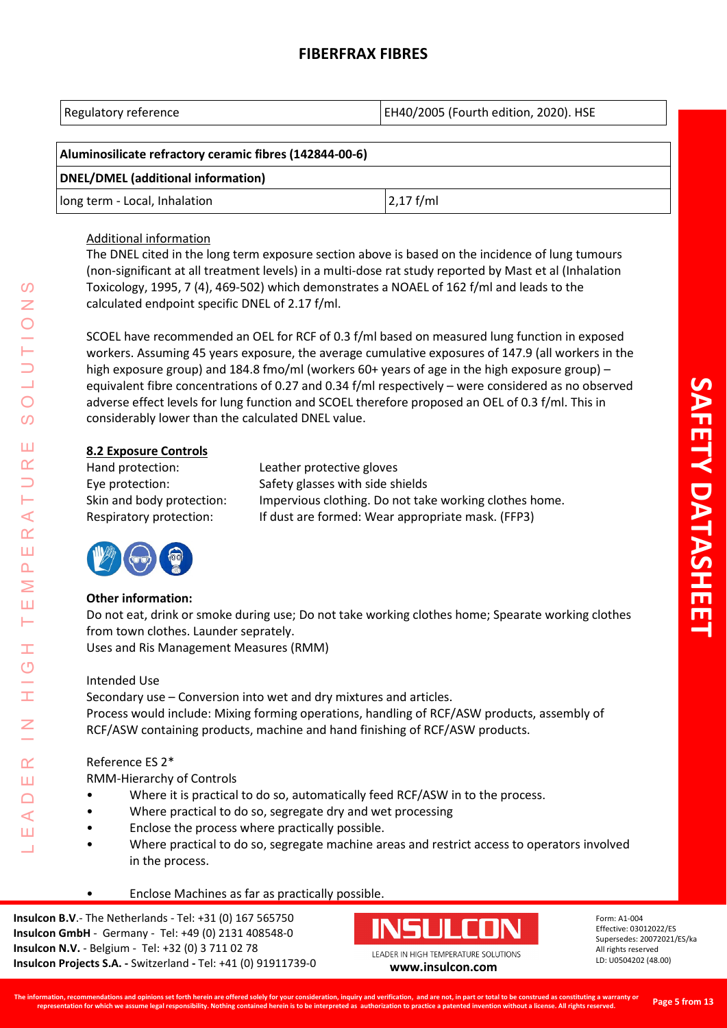| Regulatory reference | EH40/2005 (Fourth edition, 2020). HSE |
|---|---|

| Aluminosilicate refractory ceramic fibres (142844-00-6) | |
|---|---|
| **DNEL/DMEL (additional information)** | |
| long term - Local, Inhalation | 2,17 f/ml |

Additional information

The DNEL cited in the long term exposure section above is based on the incidence of lung tumours (non-significant at all treatment levels) in a multi-dose rat study reported by Mast et al (Inhalation Toxicology, 1995, 7 (4), 469-502) which demonstrates a NOAEL of 162 f/ml and leads to the calculated endpoint specific DNEL of 2.17 f/ml.

SCOEL have recommended an OEL for RCF of 0.3 f/ml based on measured lung function in exposed workers. Assuming 45 years exposure, the average cumulative exposures of 147.9 (all workers in the high exposure group) and 184.8 fmo/ml (workers 60+ years of age in the high exposure group) – equivalent fibre concentrations of 0.27 and 0.34 f/ml respectively – were considered as no observed adverse effect levels for lung function and SCOEL therefore proposed an OEL of 0.3 f/ml. This in considerably lower than the calculated DNEL value.

**8.2 Exposure Controls**

Hand protection: Leather protective gloves
Eye protection: Safety glasses with side shields
Skin and body protection: Impervious clothing. Do not take working clothes home.
Respiratory protection: If dust are formed: Wear appropriate mask. (FFP3)

**Other information:**

Do not eat, drink or smoke during use; Do not take working clothes home; Spearate working clothes from town clothes. Launder seprately.
Uses and Ris Management Measures (RMM)

Intended Use

Secondary use – Conversion into wet and dry mixtures and articles.
Process would include: Mixing forming operations, handling of RCF/ASW products, assembly of RCF/ASW containing products, machine and hand finishing of RCF/ASW products.

Reference ES 2*

RMM-Hierarchy of Controls

- Where it is practical to do so, automatically feed RCF/ASW in to the process.
- Where practical to do so, segregate dry and wet processing
- Enclose the process where practically possible.
- Where practical to do so, segregate machine areas and restrict access to operators involved in the process.
- Enclose Machines as far as practically possible.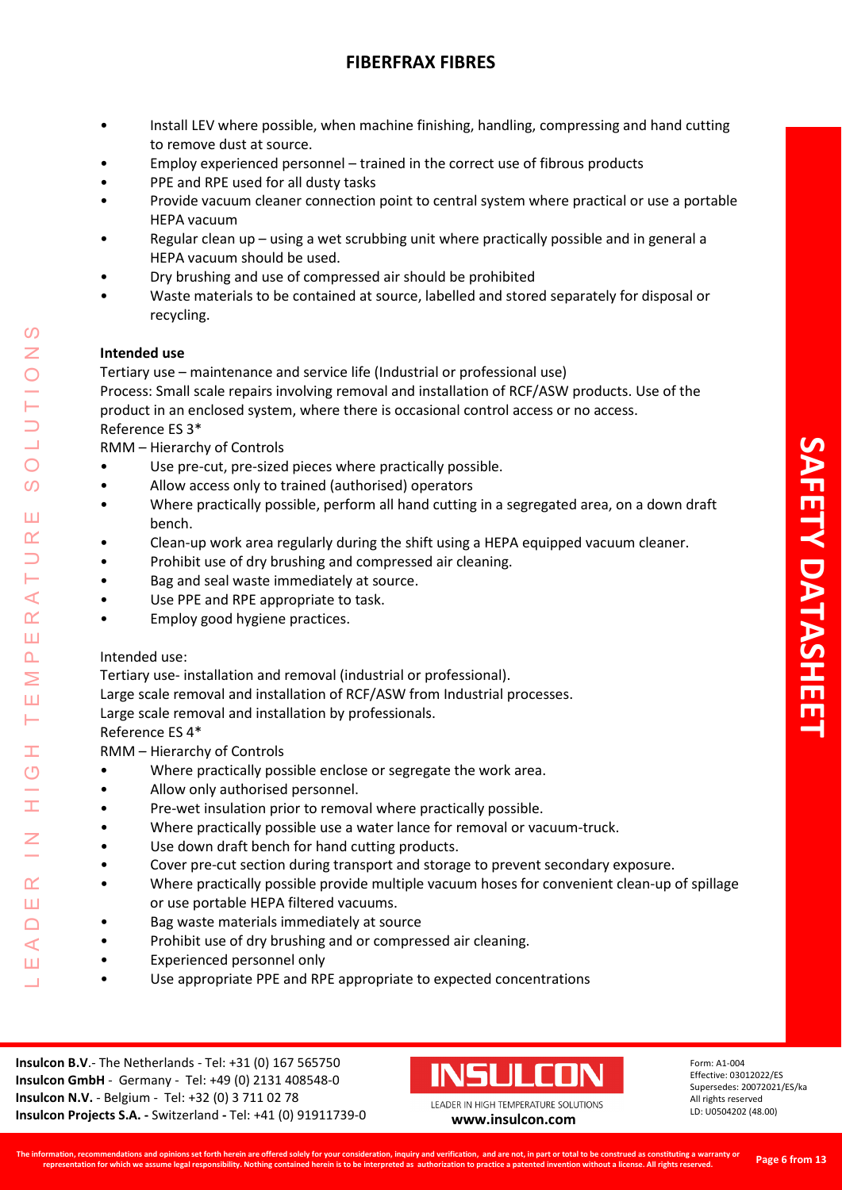- Install LEV where possible, when machine finishing, handling, compressing and hand cutting to remove dust at source.
- Employ experienced personnel – trained in the correct use of fibrous products
- PPE and RPE used for all dusty tasks
- Provide vacuum cleaner connection point to central system where practical or use a portable HEPA vacuum
- Regular clean up – using a wet scrubbing unit where practically possible and in general a HEPA vacuum should be used.
- Dry brushing and use of compressed air should be prohibited
- Waste materials to be contained at source, labelled and stored separately for disposal or recycling.

**Intended use**

Tertiary use – maintenance and service life (Industrial or professional use)
Process: Small scale repairs involving removal and installation of RCF/ASW products. Use of the product in an enclosed system, where there is occasional control access or no access.
Reference ES 3*

RMM – Hierarchy of Controls

- Use pre-cut, pre-sized pieces where practically possible.
- Allow access only to trained (authorised) operators
- Where practically possible, perform all hand cutting in a segregated area, on a down draft bench.
- Clean-up work area regularly during the shift using a HEPA equipped vacuum cleaner.
- Prohibit use of dry brushing and compressed air cleaning.
- Bag and seal waste immediately at source.
- Use PPE and RPE appropriate to task.
- Employ good hygiene practices.

Intended use:

Tertiary use- installation and removal (industrial or professional).
Large scale removal and installation of RCF/ASW from Industrial processes.
Large scale removal and installation by professionals.
Reference ES 4*

RMM – Hierarchy of Controls

- Where practically possible enclose or segregate the work area.
- Allow only authorised personnel.
- Pre-wet insulation prior to removal where practically possible.
- Where practically possible use a water lance for removal or vacuum-truck.
- Use down draft bench for hand cutting products.
- Cover pre-cut section during transport and storage to prevent secondary exposure.
- Where practically possible provide multiple vacuum hoses for convenient clean-up of spillage or use portable HEPA filtered vacuums.
- Bag waste materials immediately at source
- Prohibit use of dry brushing and or compressed air cleaning.
- Experienced personnel only
- Use appropriate PPE and RPE appropriate to expected concentrations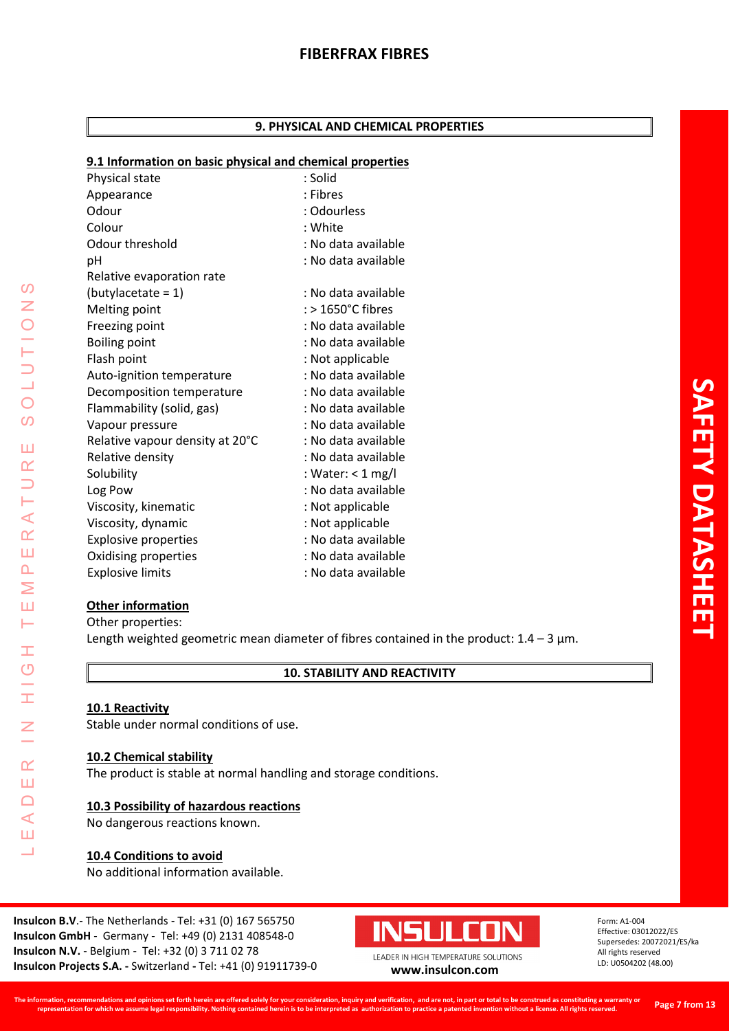## 9. PHYSICAL AND CHEMICAL PROPERTIES

### 9.1 Information on basic physical and chemical properties

| | |
|---|---|
| Physical state | : Solid |
| Appearance | : Fibres |
| Odour | : Odourless |
| Colour | : White |
| Odour threshold | : No data available |
| pH | : No data available |
| Relative evaporation rate (butylacetate = 1) | : No data available |
| Melting point | : > 1650°C fibres |
| Freezing point | : No data available |
| Boiling point | : No data available |
| Flash point | : Not applicable |
| Auto-ignition temperature | : No data available |
| Decomposition temperature | : No data available |
| Flammability (solid, gas) | : No data available |
| Vapour pressure | : No data available |
| Relative vapour density at 20°C | : No data available |
| Relative density | : No data available |
| Solubility | : Water: < 1 mg/l |
| Log Pow | : No data available |
| Viscosity, kinematic | : Not applicable |
| Viscosity, dynamic | : Not applicable |
| Explosive properties | : No data available |
| Oxidising properties | : No data available |
| Explosive limits | : No data available |

**Other information**

Other properties:
Length weighted geometric mean diameter of fibres contained in the product: 1.4 – 3 µm.

## 10. STABILITY AND REACTIVITY

### 10.1 Reactivity
Stable under normal conditions of use.

### 10.2 Chemical stability
The product is stable at normal handling and storage conditions.

### 10.3 Possibility of hazardous reactions
No dangerous reactions known.

### 10.4 Conditions to avoid
No additional information available.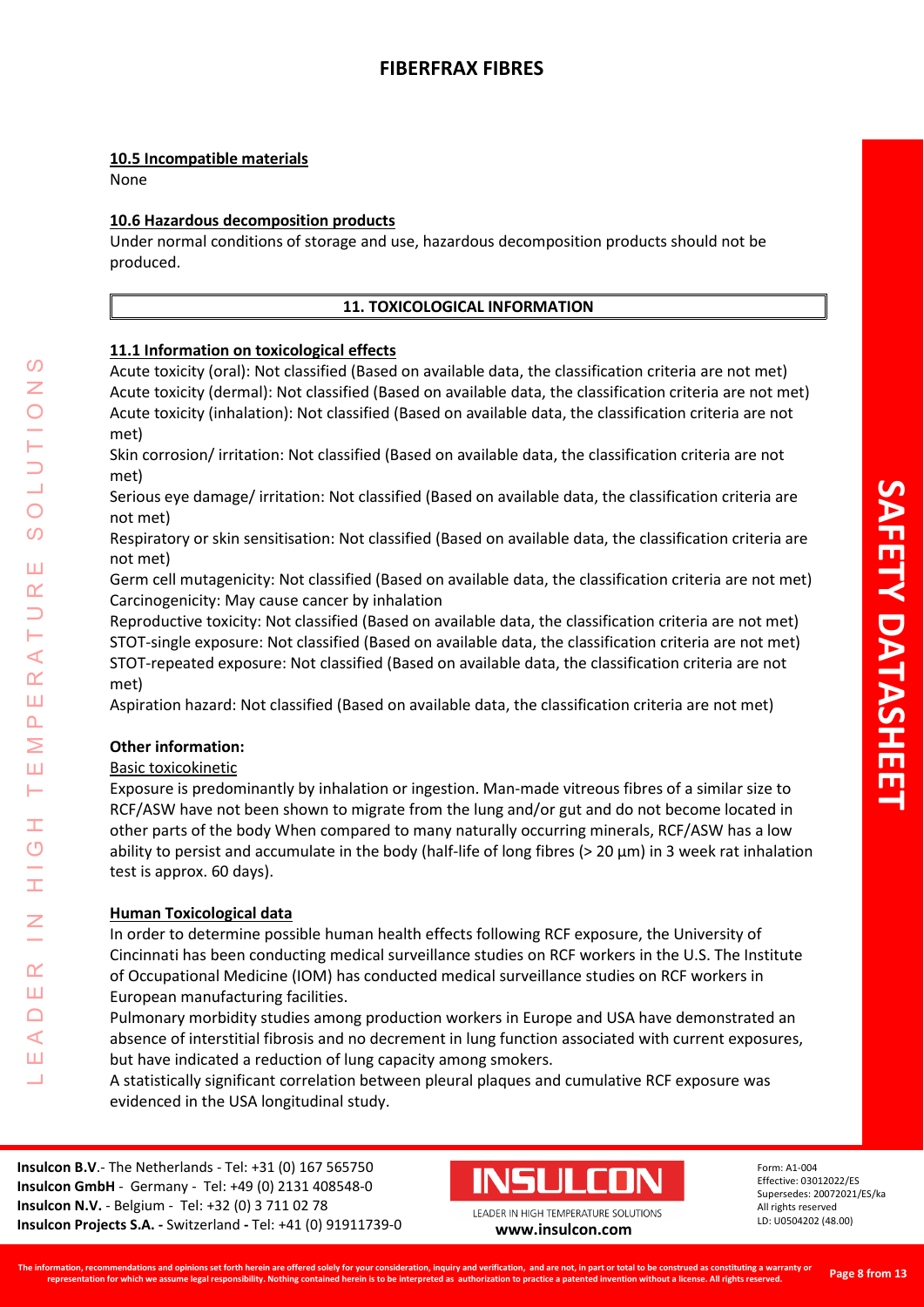#### 10.5 Incompatible materials

None

#### 10.6 Hazardous decomposition products

Under normal conditions of storage and use, hazardous decomposition products should not be produced.

## 11. TOXICOLOGICAL INFORMATION

#### 11.1 Information on toxicological effects

Acute toxicity (oral): Not classified (Based on available data, the classification criteria are not met)
Acute toxicity (dermal): Not classified (Based on available data, the classification criteria are not met)
Acute toxicity (inhalation): Not classified (Based on available data, the classification criteria are not met)
Skin corrosion/ irritation: Not classified (Based on available data, the classification criteria are not met)
Serious eye damage/ irritation: Not classified (Based on available data, the classification criteria are not met)
Respiratory or skin sensitisation: Not classified (Based on available data, the classification criteria are not met)
Germ cell mutagenicity: Not classified (Based on available data, the classification criteria are not met)
Carcinogenicity: May cause cancer by inhalation
Reproductive toxicity: Not classified (Based on available data, the classification criteria are not met)
STOT-single exposure: Not classified (Based on available data, the classification criteria are not met)
STOT-repeated exposure: Not classified (Based on available data, the classification criteria are not met)
Aspiration hazard: Not classified (Based on available data, the classification criteria are not met)

**Other information:**

Basic toxicokinetic

Exposure is predominantly by inhalation or ingestion. Man-made vitreous fibres of a similar size to RCF/ASW have not been shown to migrate from the lung and/or gut and do not become located in other parts of the body When compared to many naturally occurring minerals, RCF/ASW has a low ability to persist and accumulate in the body (half-life of long fibres (> 20 µm) in 3 week rat inhalation test is approx. 60 days).

#### Human Toxicological data

In order to determine possible human health effects following RCF exposure, the University of Cincinnati has been conducting medical surveillance studies on RCF workers in the U.S. The Institute of Occupational Medicine (IOM) has conducted medical surveillance studies on RCF workers in European manufacturing facilities.

Pulmonary morbidity studies among production workers in Europe and USA have demonstrated an absence of interstitial fibrosis and no decrement in lung function associated with current exposures, but have indicated a reduction of lung capacity among smokers.

A statistically significant correlation between pleural plaques and cumulative RCF exposure was evidenced in the USA longitudinal study.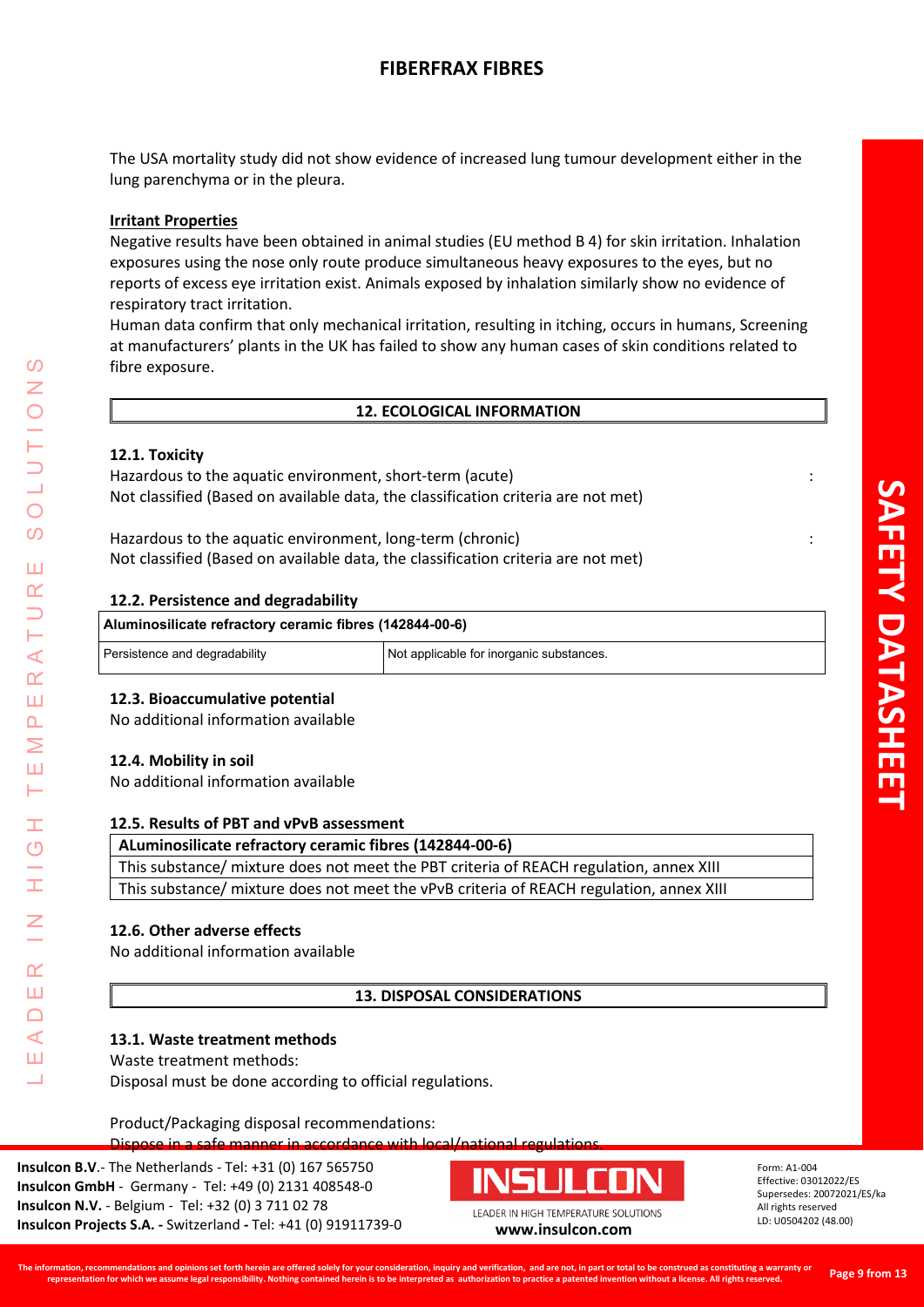The USA mortality study did not show evidence of increased lung tumour development either in the lung parenchyma or in the pleura.

**Irritant Properties**

Negative results have been obtained in animal studies (EU method B 4) for skin irritation. Inhalation exposures using the nose only route produce simultaneous heavy exposures to the eyes, but no reports of excess eye irritation exist. Animals exposed by inhalation similarly show no evidence of respiratory tract irritation.

Human data confirm that only mechanical irritation, resulting in itching, occurs in humans, Screening at manufacturers' plants in the UK has failed to show any human cases of skin conditions related to fibre exposure.

## 12. ECOLOGICAL INFORMATION

### 12.1. Toxicity

Hazardous to the aquatic environment, short-term (acute) :
Not classified (Based on available data, the classification criteria are not met)

Hazardous to the aquatic environment, long-term (chronic) :
Not classified (Based on available data, the classification criteria are not met)

### 12.2. Persistence and degradability

| Aluminosilicate refractory ceramic fibres (142844-00-6) | |
|---|---|
| Persistence and degradability | Not applicable for inorganic substances. |

### 12.3. Bioaccumulative potential

No additional information available

### 12.4. Mobility in soil

No additional information available

### 12.5. Results of PBT and vPvB assessment

| ALuminosilicate refractory ceramic fibres (142844-00-6) |
|---|
| This substance/ mixture does not meet the PBT criteria of REACH regulation, annex XIII |
| This substance/ mixture does not meet the vPvB criteria of REACH regulation, annex XIII |

### 12.6. Other adverse effects

No additional information available

## 13. DISPOSAL CONSIDERATIONS

### 13.1. Waste treatment methods

Waste treatment methods:
Disposal must be done according to official regulations.

Product/Packaging disposal recommendations:
Dispose in a safe manner in accordance with local/national regulations.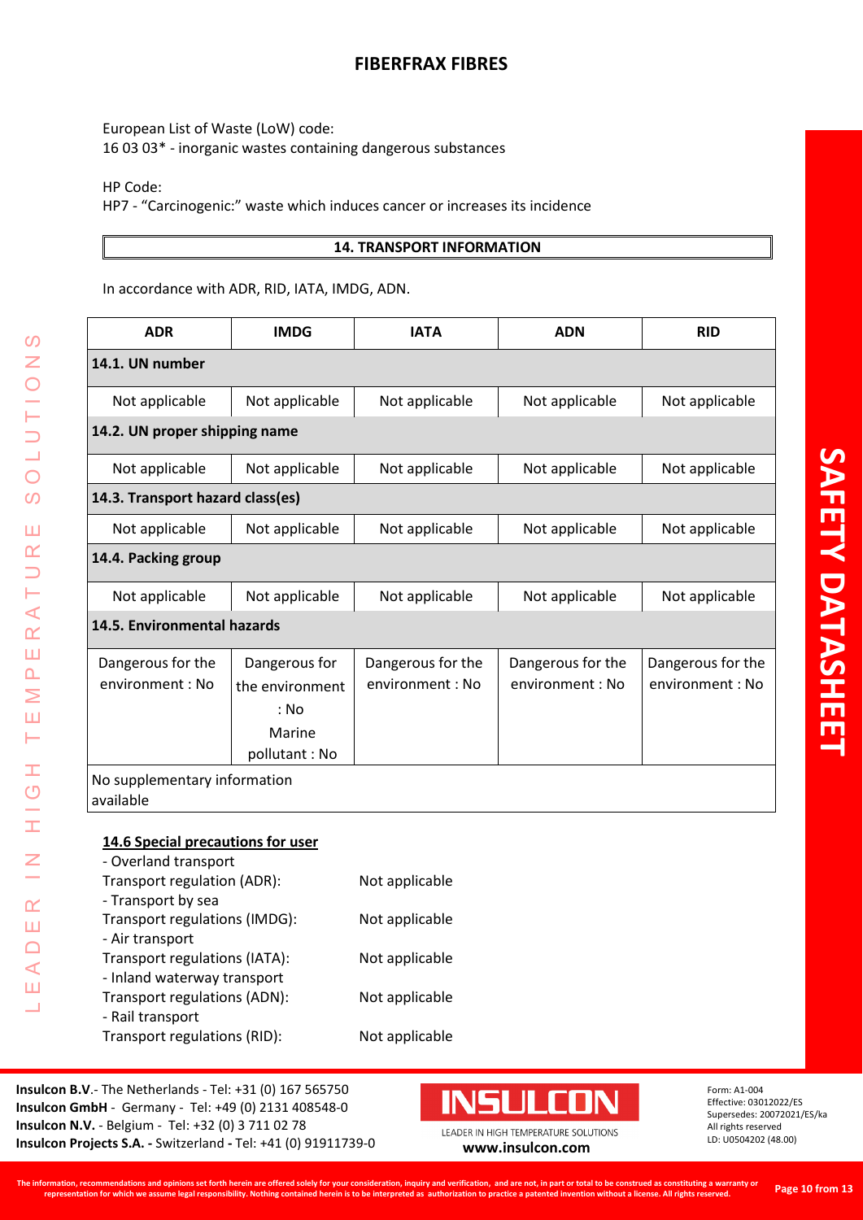European List of Waste (LoW) code:
16 03 03* - inorganic wastes containing dangerous substances

HP Code:
HP7 - "Carcinogenic:" waste which induces cancer or increases its incidence

## 14. TRANSPORT INFORMATION

In accordance with ADR, RID, IATA, IMDG, ADN.

| ADR | IMDG | IATA | ADN | RID |
|---|---|---|---|---|
| **14.1. UN number** | | | | |
| Not applicable | Not applicable | Not applicable | Not applicable | Not applicable |
| **14.2. UN proper shipping name** | | | | |
| Not applicable | Not applicable | Not applicable | Not applicable | Not applicable |
| **14.3. Transport hazard class(es)** | | | | |
| Not applicable | Not applicable | Not applicable | Not applicable | Not applicable |
| **14.4. Packing group** | | | | |
| Not applicable | Not applicable | Not applicable | Not applicable | Not applicable |
| **14.5. Environmental hazards** | | | | |
| Dangerous for the environment : No | Dangerous for the environment : No Marine pollutant : No | Dangerous for the environment : No | Dangerous for the environment : No | Dangerous for the environment : No |
| No supplementary information available | | | | |

**14.6 Special precautions for user**

- Overland transport
Transport regulation (ADR): Not applicable
- Transport by sea
Transport regulations (IMDG): Not applicable
- Air transport
Transport regulations (IATA): Not applicable
- Inland waterway transport
Transport regulations (ADN): Not applicable
- Rail transport
Transport regulations (RID): Not applicable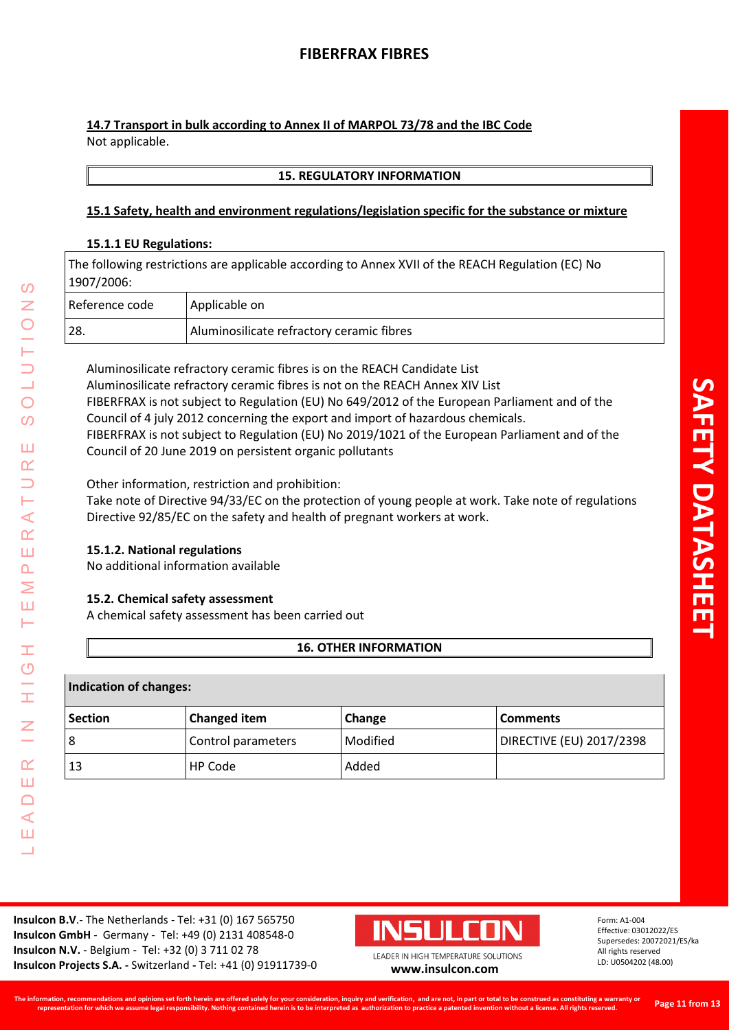**14.7 Transport in bulk according to Annex II of MARPOL 73/78 and the IBC Code**

Not applicable.

## 15. REGULATORY INFORMATION

**15.1 Safety, health and environment regulations/legislation specific for the substance or mixture**

**15.1.1 EU Regulations:**

| The following restrictions are applicable according to Annex XVII of the REACH Regulation (EC) No 1907/2006: | |
|---|---|
| Reference code | Applicable on |
| 28. | Aluminosilicate refractory ceramic fibres |

Aluminosilicate refractory ceramic fibres is on the REACH Candidate List
Aluminosilicate refractory ceramic fibres is not on the REACH Annex XIV List
FIBERFRAX is not subject to Regulation (EU) No 649/2012 of the European Parliament and of the Council of 4 july 2012 concerning the export and import of hazardous chemicals.
FIBERFRAX is not subject to Regulation (EU) No 2019/1021 of the European Parliament and of the Council of 20 June 2019 on persistent organic pollutants

Other information, restriction and prohibition:
Take note of Directive 94/33/EC on the protection of young people at work. Take note of regulations Directive 92/85/EC on the safety and health of pregnant workers at work.

**15.1.2. National regulations**

No additional information available

**15.2. Chemical safety assessment**

A chemical safety assessment has been carried out

## 16. OTHER INFORMATION

**Indication of changes:**

| Section | Changed item | Change | Comments |
|---|---|---|---|
| 8 | Control parameters | Modified | DIRECTIVE (EU) 2017/2398 |
| 13 | HP Code | Added | |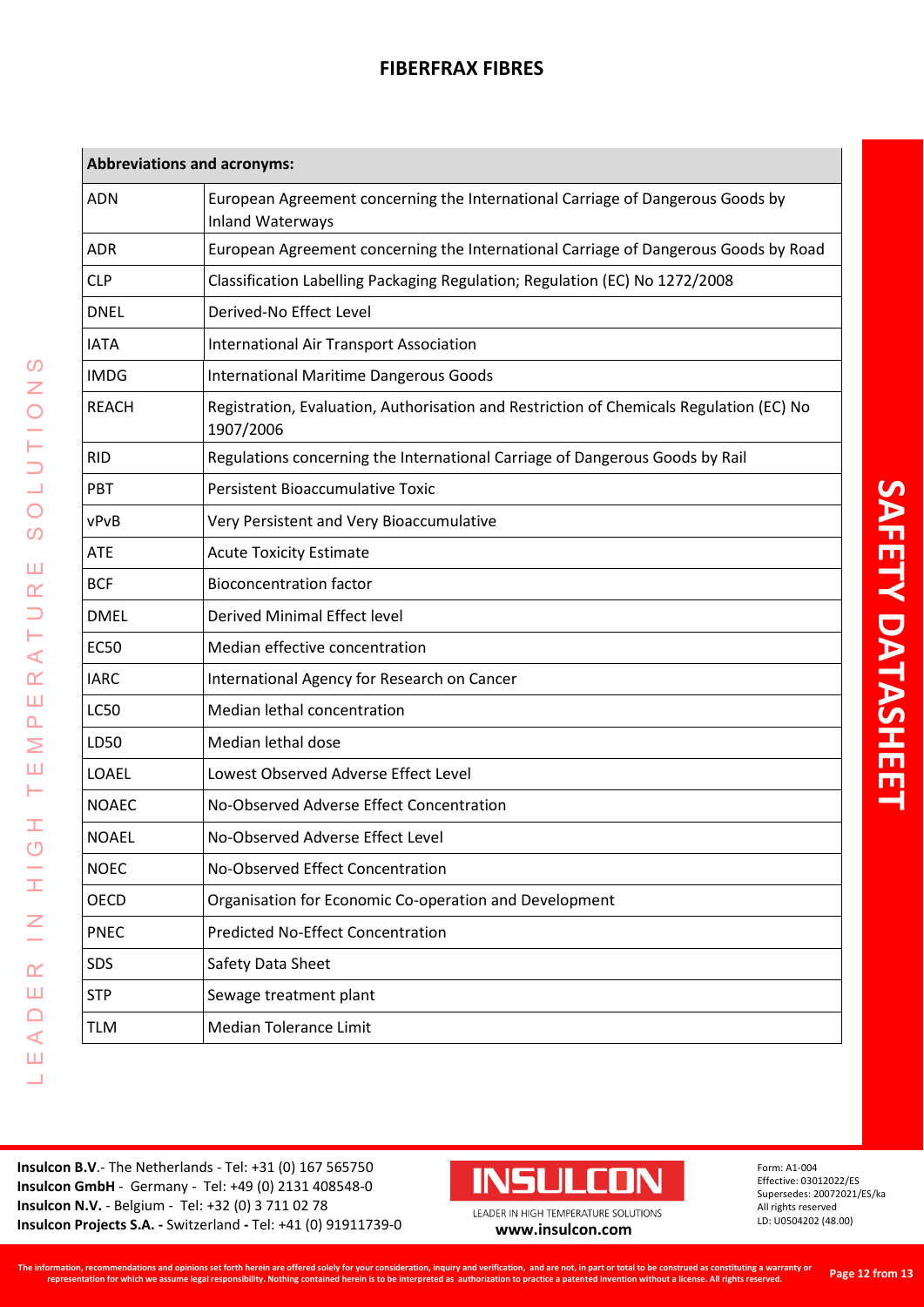| Abbreviations and acronyms: | |
|---|---|
| ADN | European Agreement concerning the International Carriage of Dangerous Goods by Inland Waterways |
| ADR | European Agreement concerning the International Carriage of Dangerous Goods by Road |
| CLP | Classification Labelling Packaging Regulation; Regulation (EC) No 1272/2008 |
| DNEL | Derived-No Effect Level |
| IATA | International Air Transport Association |
| IMDG | International Maritime Dangerous Goods |
| REACH | Registration, Evaluation, Authorisation and Restriction of Chemicals Regulation (EC) No 1907/2006 |
| RID | Regulations concerning the International Carriage of Dangerous Goods by Rail |
| PBT | Persistent Bioaccumulative Toxic |
| vPvB | Very Persistent and Very Bioaccumulative |
| ATE | Acute Toxicity Estimate |
| BCF | Bioconcentration factor |
| DMEL | Derived Minimal Effect level |
| EC50 | Median effective concentration |
| IARC | International Agency for Research on Cancer |
| LC50 | Median lethal concentration |
| LD50 | Median lethal dose |
| LOAEL | Lowest Observed Adverse Effect Level |
| NOAEC | No-Observed Adverse Effect Concentration |
| NOAEL | No-Observed Adverse Effect Level |
| NOEC | No-Observed Effect Concentration |
| OECD | Organisation for Economic Co-operation and Development |
| PNEC | Predicted No-Effect Concentration |
| SDS | Safety Data Sheet |
| STP | Sewage treatment plant |
| TLM | Median Tolerance Limit |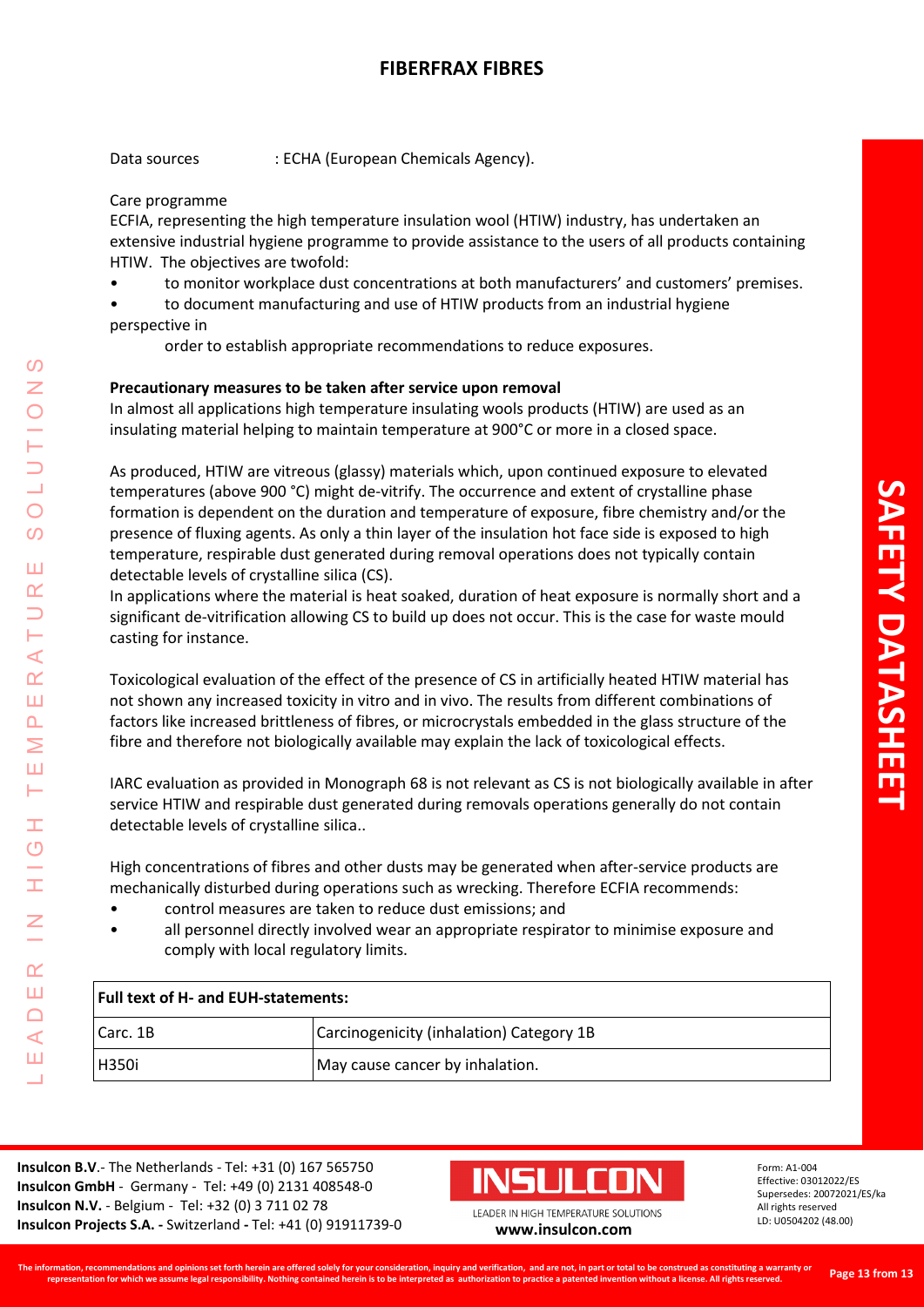Data sources : ECHA (European Chemicals Agency).

Care programme

ECFIA, representing the high temperature insulation wool (HTIW) industry, has undertaken an extensive industrial hygiene programme to provide assistance to the users of all products containing HTIW. The objectives are twofold:

- to monitor workplace dust concentrations at both manufacturers' and customers' premises.
- to document manufacturing and use of HTIW products from an industrial hygiene perspective in
  order to establish appropriate recommendations to reduce exposures.

**Precautionary measures to be taken after service upon removal**

In almost all applications high temperature insulating wools products (HTIW) are used as an insulating material helping to maintain temperature at 900°C or more in a closed space.

As produced, HTIW are vitreous (glassy) materials which, upon continued exposure to elevated temperatures (above 900 °C) might de-vitrify. The occurrence and extent of crystalline phase formation is dependent on the duration and temperature of exposure, fibre chemistry and/or the presence of fluxing agents. As only a thin layer of the insulation hot face side is exposed to high temperature, respirable dust generated during removal operations does not typically contain detectable levels of crystalline silica (CS).

In applications where the material is heat soaked, duration of heat exposure is normally short and a significant de-vitrification allowing CS to build up does not occur. This is the case for waste mould casting for instance.

Toxicological evaluation of the effect of the presence of CS in artificially heated HTIW material has not shown any increased toxicity in vitro and in vivo. The results from different combinations of factors like increased brittleness of fibres, or microcrystals embedded in the glass structure of the fibre and therefore not biologically available may explain the lack of toxicological effects.

IARC evaluation as provided in Monograph 68 is not relevant as CS is not biologically available in after service HTIW and respirable dust generated during removals operations generally do not contain detectable levels of crystalline silica..

High concentrations of fibres and other dusts may be generated when after-service products are mechanically disturbed during operations such as wrecking. Therefore ECFIA recommends:

- control measures are taken to reduce dust emissions; and
- all personnel directly involved wear an appropriate respirator to minimise exposure and comply with local regulatory limits.

| Full text of H- and EUH-statements: | |
|---|---|
| Carc. 1B | Carcinogenicity (inhalation) Category 1B |
| H350i | May cause cancer by inhalation. |